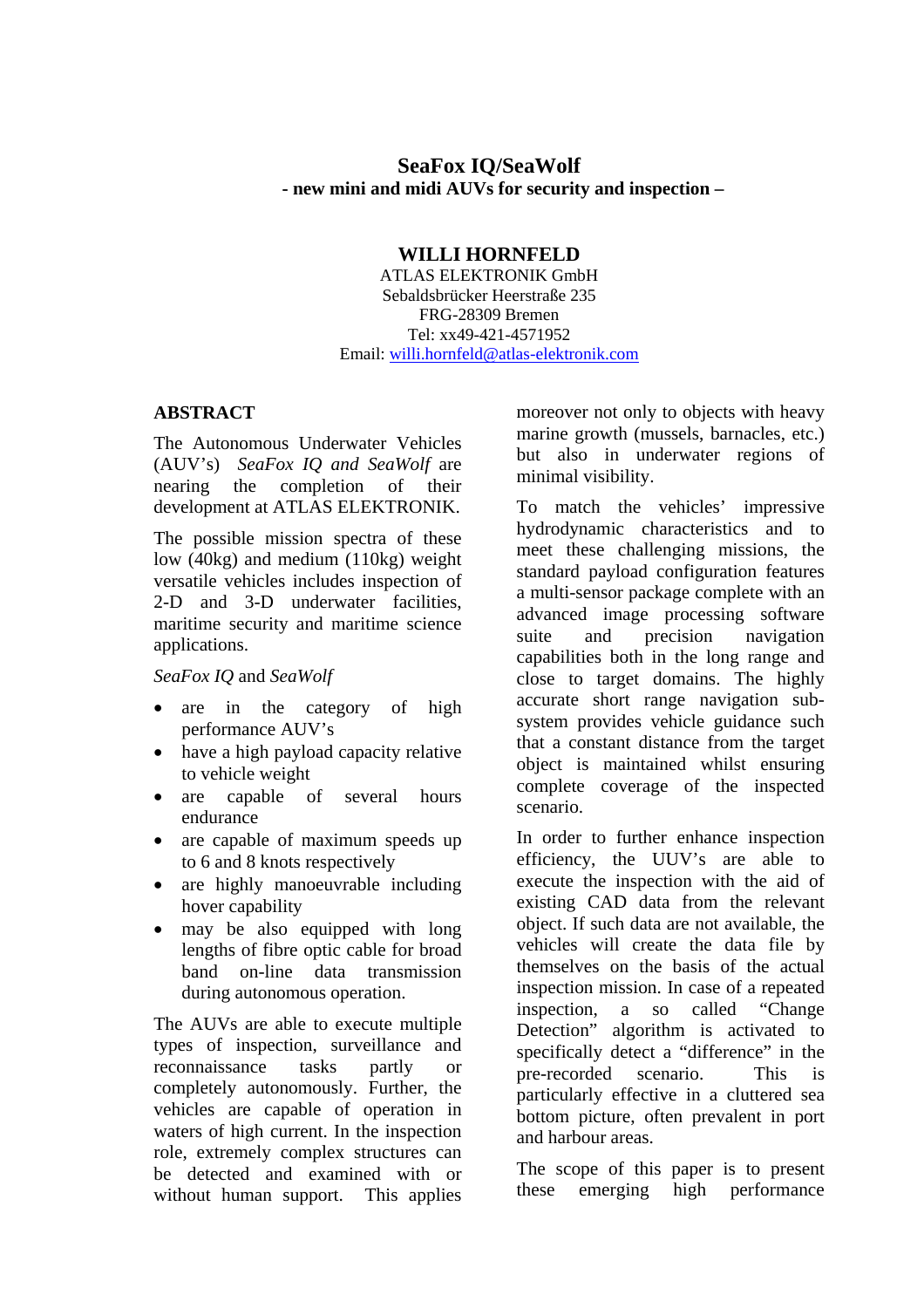# SeaFox IQ/SeaWolf

**- new mini and midi AUVs for security and inspection –**

**WILLI HORNFELD**

ATLAS ELEKTRONIK GmbH
Sebaldsbrücker Heerstraße 235
FRG-28309 Bremen
Tel: xx49-421-4571952
Email: willi.hornfeld@atlas-elektronik.com

## ABSTRACT

The Autonomous Underwater Vehicles (AUV's) *SeaFox IQ and SeaWolf* are nearing the completion of their development at ATLAS ELEKTRONIK.

The possible mission spectra of these low (40kg) and medium (110kg) weight versatile vehicles includes inspection of 2-D and 3-D underwater facilities, maritime security and maritime science applications.

*SeaFox IQ* and *SeaWolf*

- are in the category of high performance AUV's
- have a high payload capacity relative to vehicle weight
- are capable of several hours endurance
- are capable of maximum speeds up to 6 and 8 knots respectively
- are highly manoeuvrable including hover capability
- may be also equipped with long lengths of fibre optic cable for broad band on-line data transmission during autonomous operation.

The AUVs are able to execute multiple types of inspection, surveillance and reconnaissance tasks partly or completely autonomously. Further, the vehicles are capable of operation in waters of high current. In the inspection role, extremely complex structures can be detected and examined with or without human support. This applies moreover not only to objects with heavy marine growth (mussels, barnacles, etc.) but also in underwater regions of minimal visibility.

To match the vehicles' impressive hydrodynamic characteristics and to meet these challenging missions, the standard payload configuration features a multi-sensor package complete with an advanced image processing software suite and precision navigation capabilities both in the long range and close to target domains. The highly accurate short range navigation sub-system provides vehicle guidance such that a constant distance from the target object is maintained whilst ensuring complete coverage of the inspected scenario.

In order to further enhance inspection efficiency, the UUV's are able to execute the inspection with the aid of existing CAD data from the relevant object. If such data are not available, the vehicles will create the data file by themselves on the basis of the actual inspection mission. In case of a repeated inspection, a so called "Change Detection" algorithm is activated to specifically detect a "difference" in the pre-recorded scenario. This is particularly effective in a cluttered sea bottom picture, often prevalent in port and harbour areas.

The scope of this paper is to present these emerging high performance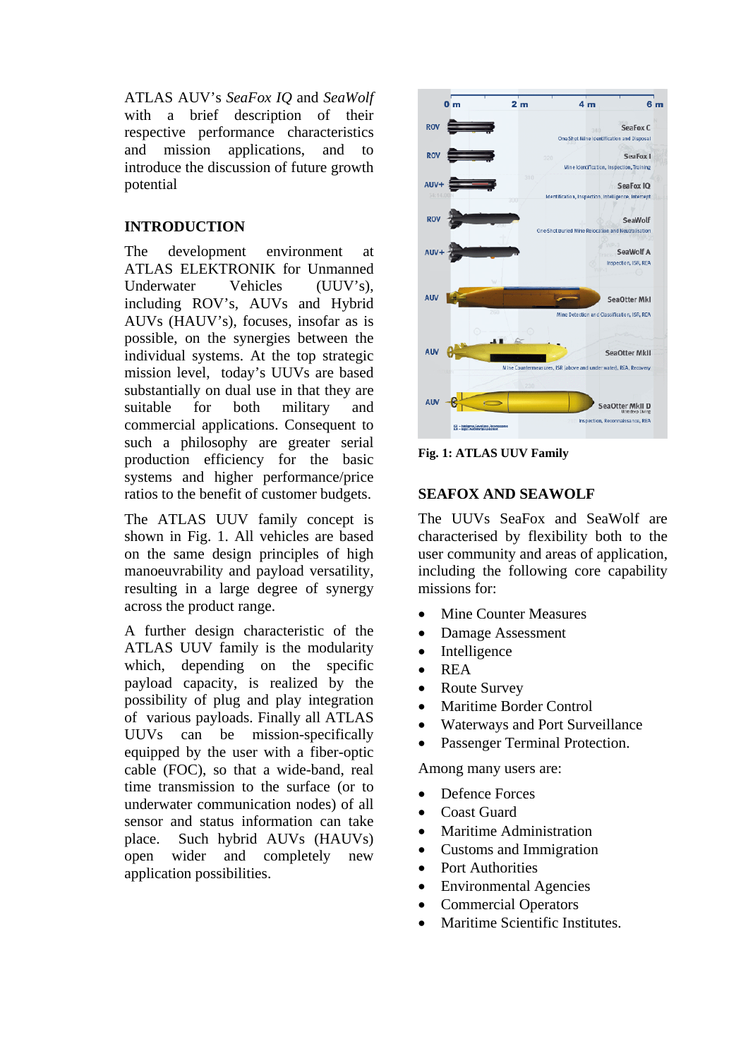ATLAS AUV's *SeaFox IQ* and *SeaWolf* with a brief description of their respective performance characteristics and mission applications, and to introduce the discussion of future growth potential

## INTRODUCTION

The development environment at ATLAS ELEKTRONIK for Unmanned Underwater Vehicles (UUV's), including ROV's, AUVs and Hybrid AUVs (HAUV's), focuses, insofar as is possible, on the synergies between the individual systems. At the top strategic mission level, today's UUVs are based substantially on dual use in that they are suitable for both military and commercial applications. Consequent to such a philosophy are greater serial production efficiency for the basic systems and higher performance/price ratios to the benefit of customer budgets.

The ATLAS UUV family concept is shown in Fig. 1. All vehicles are based on the same design principles of high manoeuvrability and payload versatility, resulting in a large degree of synergy across the product range.

A further design characteristic of the ATLAS UUV family is the modularity which, depending on the specific payload capacity, is realized by the possibility of plug and play integration of various payloads. Finally all ATLAS UUVs can be mission-specifically equipped by the user with a fiber-optic cable (FOC), so that a wide-band, real time transmission to the surface (or to underwater communication nodes) of all sensor and status information can take place. Such hybrid AUVs (HAUVs) open wider and completely new application possibilities.

**Fig. 1: ATLAS UUV Family**

## SEAFOX AND SEAWOLF

The UUVs SeaFox and SeaWolf are characterised by flexibility both to the user community and areas of application, including the following core capability missions for:

- Mine Counter Measures
- Damage Assessment
- Intelligence
- REA
- Route Survey
- Maritime Border Control
- Waterways and Port Surveillance
- Passenger Terminal Protection.

Among many users are:

- Defence Forces
- Coast Guard
- Maritime Administration
- Customs and Immigration
- Port Authorities
- Environmental Agencies
- Commercial Operators
- Maritime Scientific Institutes.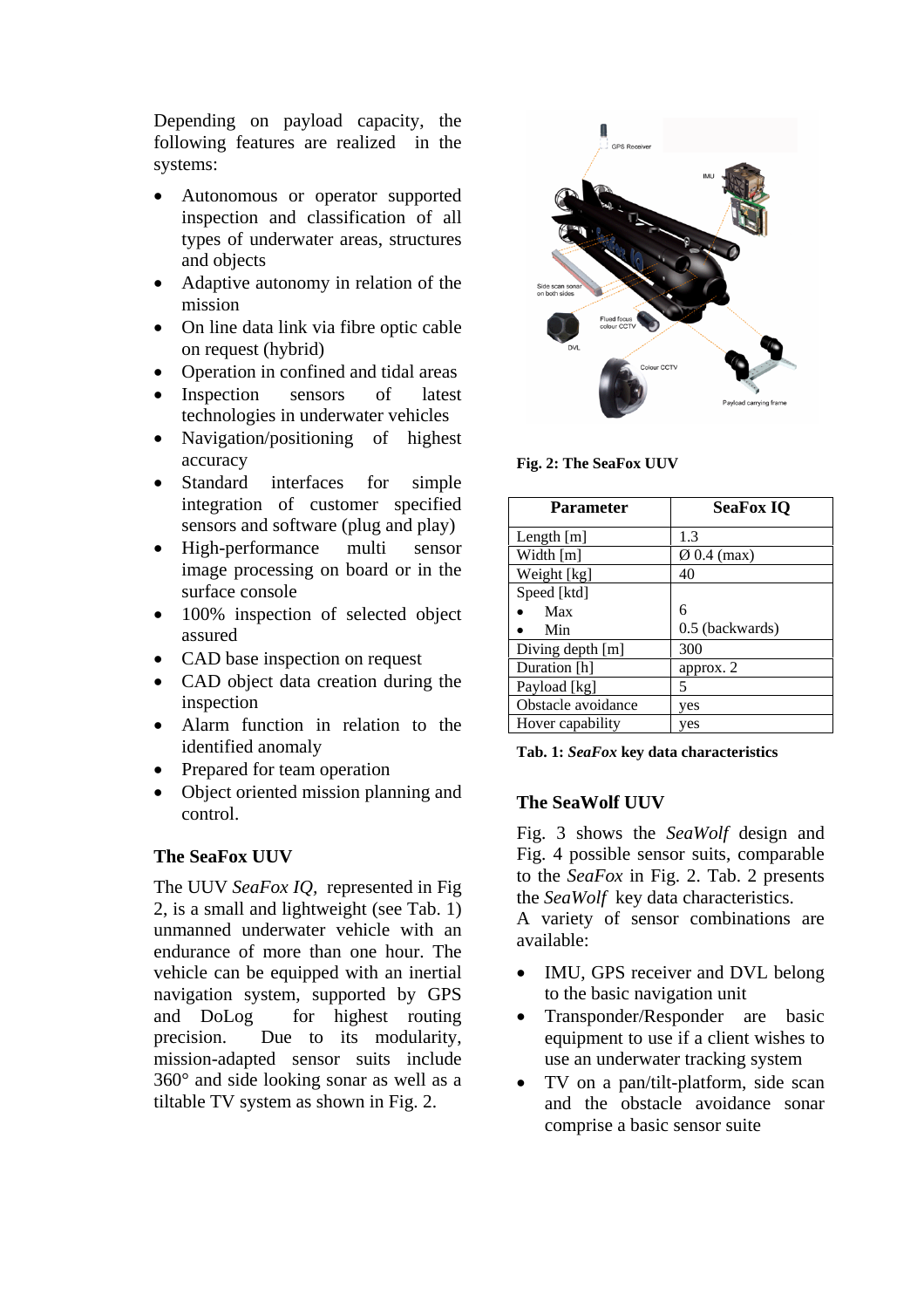Depending on payload capacity, the following features are realized in the systems:

- Autonomous or operator supported inspection and classification of all types of underwater areas, structures and objects
- Adaptive autonomy in relation of the mission
- On line data link via fibre optic cable on request (hybrid)
- Operation in confined and tidal areas
- Inspection sensors of latest technologies in underwater vehicles
- Navigation/positioning of highest accuracy
- Standard interfaces for simple integration of customer specified sensors and software (plug and play)
- High-performance multi sensor image processing on board or in the surface console
- 100% inspection of selected object assured
- CAD base inspection on request
- CAD object data creation during the inspection
- Alarm function in relation to the identified anomaly
- Prepared for team operation
- Object oriented mission planning and control.

### The SeaFox UUV

The UUV *SeaFox IQ*, represented in Fig 2, is a small and lightweight (see Tab. 1) unmanned underwater vehicle with an endurance of more than one hour. The vehicle can be equipped with an inertial navigation system, supported by GPS and DoLog for highest routing precision. Due to its modularity, mission-adapted sensor suits include 360° and side looking sonar as well as a tiltable TV system as shown in Fig. 2.

**Fig. 2: The SeaFox UUV**

| Parameter | SeaFox IQ |
|---|---|
| Length [m] | 1.3 |
| Width [m] | Ø 0.4 (max) |
| Weight [kg] | 40 |
| Speed [ktd] | |
| • Max | 6 |
| • Min | 0.5 (backwards) |
| Diving depth [m] | 300 |
| Duration [h] | approx. 2 |
| Payload [kg] | 5 |
| Obstacle avoidance | yes |
| Hover capability | yes |

**Tab. 1: *SeaFox* key data characteristics**

### The SeaWolf UUV

Fig. 3 shows the *SeaWolf* design and Fig. 4 possible sensor suits, comparable to the *SeaFox* in Fig. 2. Tab. 2 presents the *SeaWolf* key data characteristics.
A variety of sensor combinations are available:

- IMU, GPS receiver and DVL belong to the basic navigation unit
- Transponder/Responder are basic equipment to use if a client wishes to use an underwater tracking system
- TV on a pan/tilt-platform, side scan and the obstacle avoidance sonar comprise a basic sensor suite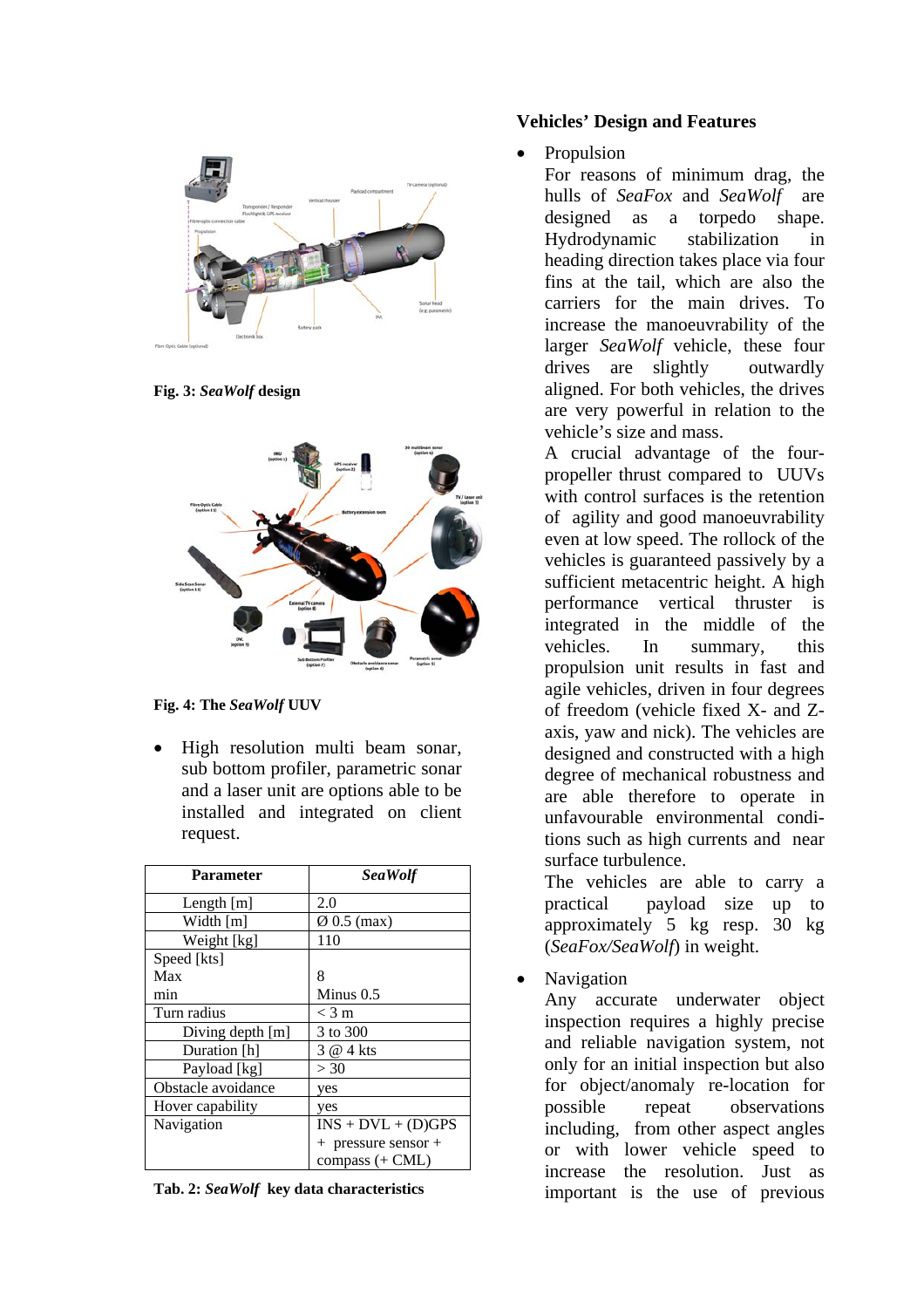**Fig. 3:** ***SeaWolf*** **design**

**Fig. 4: The** ***SeaWolf*** **UUV**

- High resolution multi beam sonar, sub bottom profiler, parametric sonar and a laser unit are options able to be installed and integrated on client request.

| Parameter | *SeaWolf* |
|---|---|
| Length [m] | 2.0 |
| Width [m] | Ø 0.5 (max) |
| Weight [kg] | 110 |
| Speed [kts]<br>Max<br>min | <br>8<br>Minus 0.5 |
| Turn radius | < 3 m |
| Diving depth [m] | 3 to 300 |
| Duration [h] | 3 @ 4 kts |
| Payload [kg] | > 30 |
| Obstacle avoidance | yes |
| Hover capability | yes |
| Navigation | INS + DVL + (D)GPS + pressure sensor + compass (+ CML) |

**Tab. 2:** ***SeaWolf*** **key data characteristics**

### Vehicles' Design and Features

- Propulsion

  For reasons of minimum drag, the hulls of *SeaFox* and *SeaWolf* are designed as a torpedo shape. Hydrodynamic stabilization in heading direction takes place via four fins at the tail, which are also the carriers for the main drives. To increase the manoeuvrability of the larger *SeaWolf* vehicle, these four drives are slightly outwardly aligned. For both vehicles, the drives are very powerful in relation to the vehicle's size and mass.

  A crucial advantage of the four-propeller thrust compared to UUVs with control surfaces is the retention of agility and good manoeuvrability even at low speed. The rollock of the vehicles is guaranteed passively by a sufficient metacentric height. A high performance vertical thruster is integrated in the middle of the vehicles. In summary, this propulsion unit results in fast and agile vehicles, driven in four degrees of freedom (vehicle fixed X- and Z-axis, yaw and nick). The vehicles are designed and constructed with a high degree of mechanical robustness and are able therefore to operate in unfavourable environmental conditions such as high currents and near surface turbulence.

  The vehicles are able to carry a practical payload size up to approximately 5 kg resp. 30 kg (*SeaFox/SeaWolf*) in weight.

- Navigation

  Any accurate underwater object inspection requires a highly precise and reliable navigation system, not only for an initial inspection but also for object/anomaly re-location for possible repeat observations including, from other aspect angles or with lower vehicle speed to increase the resolution. Just as important is the use of previous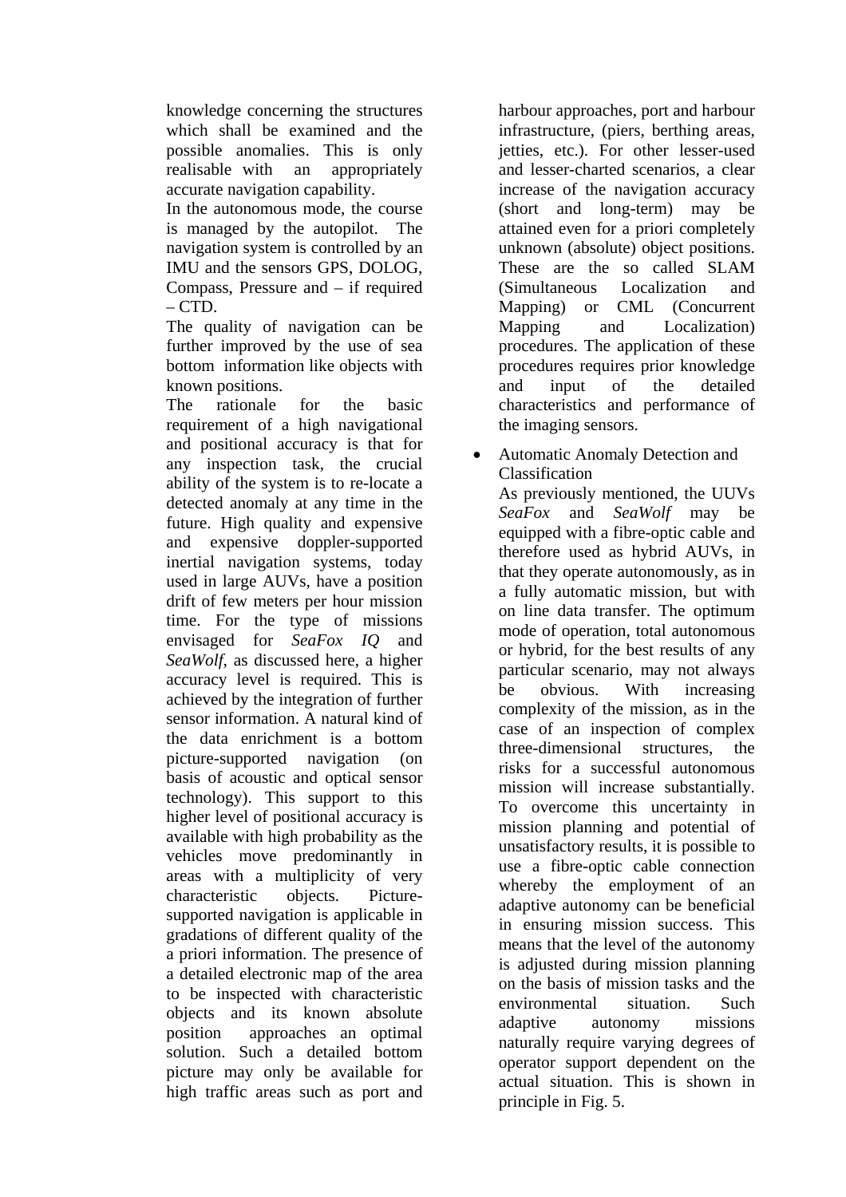knowledge concerning the structures which shall be examined and the possible anomalies. This is only realisable with an appropriately accurate navigation capability.

In the autonomous mode, the course is managed by the autopilot. The navigation system is controlled by an IMU and the sensors GPS, DOLOG, Compass, Pressure and – if required – CTD.

The quality of navigation can be further improved by the use of sea bottom information like objects with known positions.

The rationale for the basic requirement of a high navigational and positional accuracy is that for any inspection task, the crucial ability of the system is to re-locate a detected anomaly at any time in the future. High quality and expensive and expensive doppler-supported inertial navigation systems, today used in large AUVs, have a position drift of few meters per hour mission time. For the type of missions envisaged for *SeaFox IQ* and *SeaWolf*, as discussed here, a higher accuracy level is required. This is achieved by the integration of further sensor information. A natural kind of the data enrichment is a bottom picture-supported navigation (on basis of acoustic and optical sensor technology). This support to this higher level of positional accuracy is available with high probability as the vehicles move predominantly in areas with a multiplicity of very characteristic objects. Picture-supported navigation is applicable in gradations of different quality of the a priori information. The presence of a detailed electronic map of the area to be inspected with characteristic objects and its known absolute position approaches an optimal solution. Such a detailed bottom picture may only be available for high traffic areas such as port and harbour approaches, port and harbour infrastructure, (piers, berthing areas, jetties, etc.). For other lesser-used and lesser-charted scenarios, a clear increase of the navigation accuracy (short and long-term) may be attained even for a priori completely unknown (absolute) object positions. These are the so called SLAM (Simultaneous Localization and Mapping) or CML (Concurrent Mapping and Localization) procedures. The application of these procedures requires prior knowledge and input of the detailed characteristics and performance of the imaging sensors.

- Automatic Anomaly Detection and Classification

  As previously mentioned, the UUVs *SeaFox* and *SeaWolf* may be equipped with a fibre-optic cable and therefore used as hybrid AUVs, in that they operate autonomously, as in a fully automatic mission, but with on line data transfer. The optimum mode of operation, total autonomous or hybrid, for the best results of any particular scenario, may not always be obvious. With increasing complexity of the mission, as in the case of an inspection of complex three-dimensional structures, the risks for a successful autonomous mission will increase substantially. To overcome this uncertainty in mission planning and potential of unsatisfactory results, it is possible to use a fibre-optic cable connection whereby the employment of an adaptive autonomy can be beneficial in ensuring mission success. This means that the level of the autonomy is adjusted during mission planning on the basis of mission tasks and the environmental situation. Such adaptive autonomy missions naturally require varying degrees of operator support dependent on the actual situation. This is shown in principle in Fig. 5.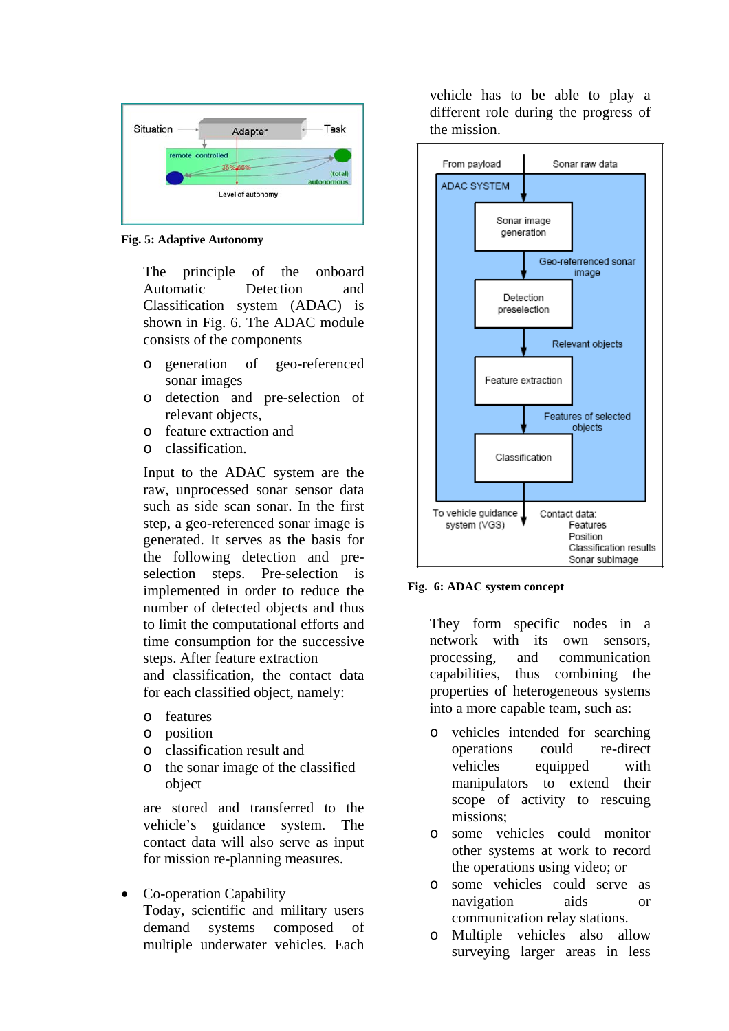Fig. 5: Adaptive Autonomy

The principle of the onboard Automatic Detection and Classification system (ADAC) is shown in Fig. 6. The ADAC module consists of the components

- generation of geo-referenced sonar images
- detection and pre-selection of relevant objects,
- feature extraction and
- classification.

Input to the ADAC system are the raw, unprocessed sonar sensor data such as side scan sonar. In the first step, a geo-referenced sonar image is generated. It serves as the basis for the following detection and pre-selection steps. Pre-Selection is implemented in order to reduce the number of detected objects and thus to limit the computational efforts and time consumption for the successive steps. After feature extraction and classification, the contact data for each classified object, namely:

- features
- position
- classification result and
- the sonar image of the classified object

are stored and transferred to the vehicle's guidance system. The contact data will also serve as input for mission re-planning measures.

- Co-operation Capability

  Today, scientific and military users demand systems composed of multiple underwater vehicles. Each vehicle has to be able to play a different role during the progress of the mission.

Fig. 6: ADAC system concept

They form specific nodes in a network with its own sensors, processing, and communication capabilities, thus combining the properties of heterogeneous systems into a more capable team, such as:

- vehicles intended for searching operations could re-direct vehicles equipped with manipulators to extend their scope of activity to rescuing missions;
- some vehicles could monitor other systems at work to record the operations using video; or
- some vehicles could serve as navigation aids or communication relay stations.
- Multiple vehicles also allow surveying larger areas in less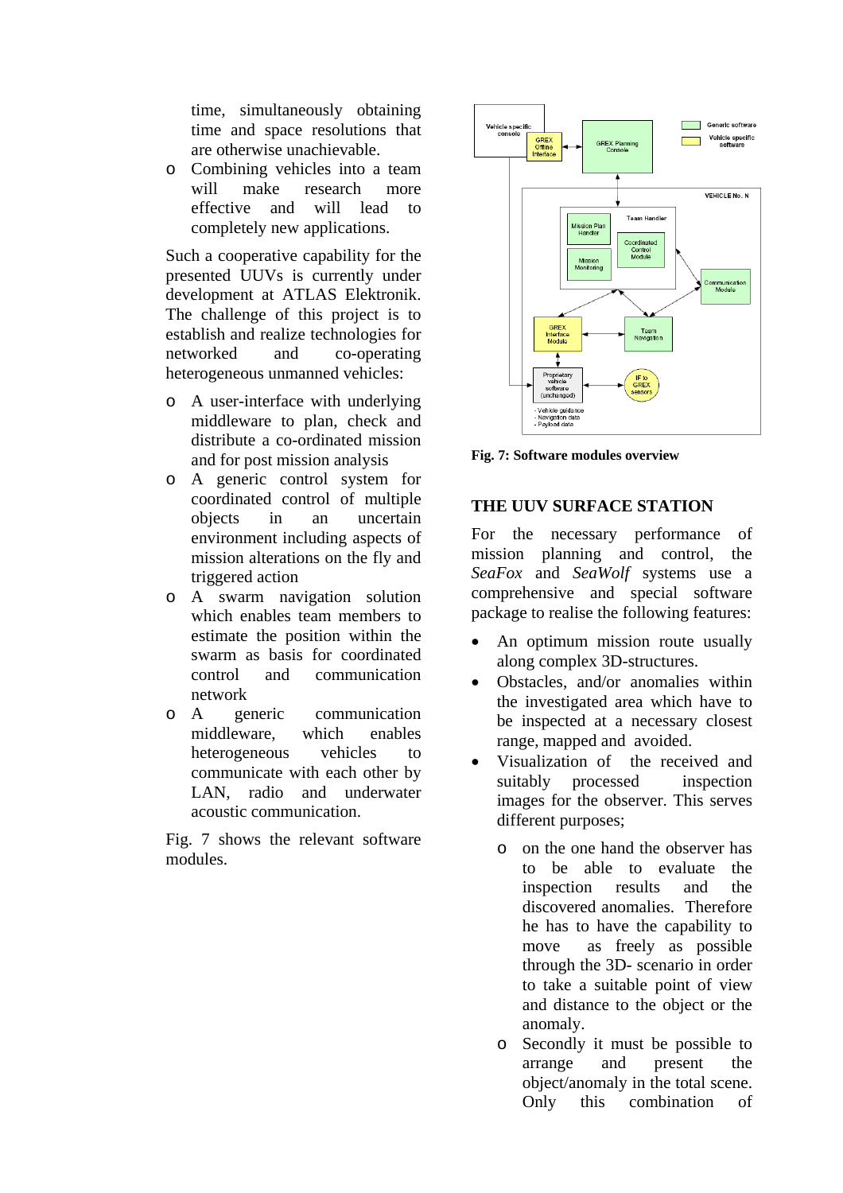time, simultaneously obtaining time and space resolutions that are otherwise unachievable.

- Combining vehicles into a team will make research more effective and will lead to completely new applications.

Such a cooperative capability for the presented UUVs is currently under development at ATLAS Elektronik. The challenge of this project is to establish and realize technologies for networked and co-operating heterogeneous unmanned vehicles:

- A user-interface with underlying middleware to plan, check and distribute a co-ordinated mission and for post mission analysis
- A generic control system for coordinated control of multiple objects in an uncertain environment including aspects of mission alterations on the fly and triggered action
- A swarm navigation solution which enables team members to estimate the position within the swarm as basis for coordinated control and communication network
- A generic communication middleware, which enables heterogeneous vehicles to communicate with each other by LAN, radio and underwater acoustic communication.

Fig. 7 shows the relevant software modules.

**Fig. 7: Software modules overview**

## THE UUV SURFACE STATION

For the necessary performance of mission planning and control, the *SeaFox* and *SeaWolf* systems use a comprehensive and special software package to realise the following features:

- An optimum mission route usually along complex 3D-structures.
- Obstacles, and/or anomalies within the investigated area which have to be inspected at a necessary closest range, mapped and avoided.
- Visualization of the received and suitably processed inspection images for the observer. This serves different purposes;
  - on the one hand the observer has to be able to evaluate the inspection results and the discovered anomalies. Therefore he has to have the capability to move as freely as possible through the 3D- scenario in order to take a suitable point of view and distance to the object or the anomaly.
  - Secondly it must be possible to arrange and present the object/anomaly in the total scene. Only this combination of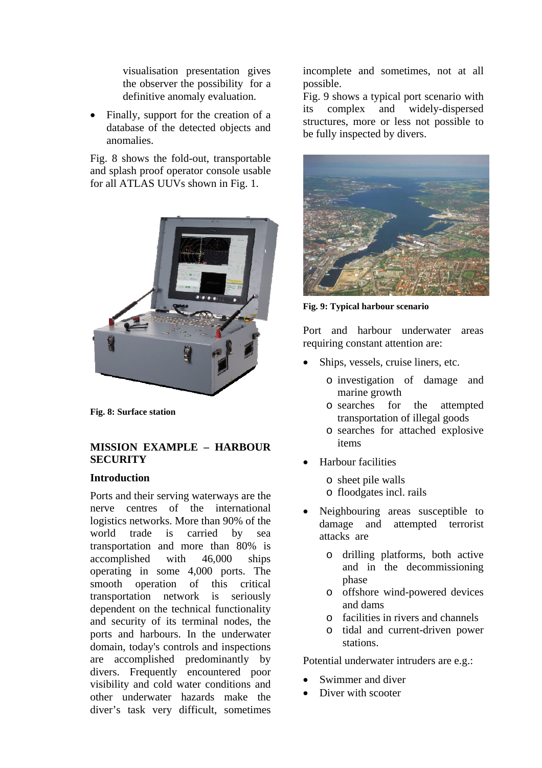visualisation presentation gives the observer the possibility for a definitive anomaly evaluation.

- Finally, support for the creation of a database of the detected objects and anomalies.

Fig. 8 shows the fold-out, transportable and splash proof operator console usable for all ATLAS UUVs shown in Fig. 1.

**Fig. 8: Surface station**

## MISSION EXAMPLE – HARBOUR SECURITY

### Introduction

Ports and their serving waterways are the nerve centres of the international logistics networks. More than 90% of the world trade is carried by sea transportation and more than 80% is accomplished with 46,000 ships operating in some 4,000 ports. The smooth operation of this critical transportation network is seriously dependent on the technical functionality and security of its terminal nodes, the ports and harbours. In the underwater domain, today's controls and inspections are accomplished predominantly by divers. Frequently encountered poor visibility and cold water conditions and other underwater hazards make the diver's task very difficult, sometimes incomplete and sometimes, not at all possible.

Fig. 9 shows a typical port scenario with its complex and widely-dispersed structures, more or less not possible to be fully inspected by divers.

**Fig. 9: Typical harbour scenario**

Port and harbour underwater areas requiring constant attention are:

- Ships, vessels, cruise liners, etc.
  - investigation of damage and marine growth
  - searches for the attempted transportation of illegal goods
  - searches for attached explosive items
- Harbour facilities
  - sheet pile walls
  - floodgates incl. rails
- Neighbouring areas susceptible to damage and attempted terrorist attacks are
  - drilling platforms, both active and in the decommissioning phase
  - offshore wind-powered devices and dams
  - facilities in rivers and channels
  - tidal and current-driven power stations.

Potential underwater intruders are e.g.:

- Swimmer and diver
- Diver with scooter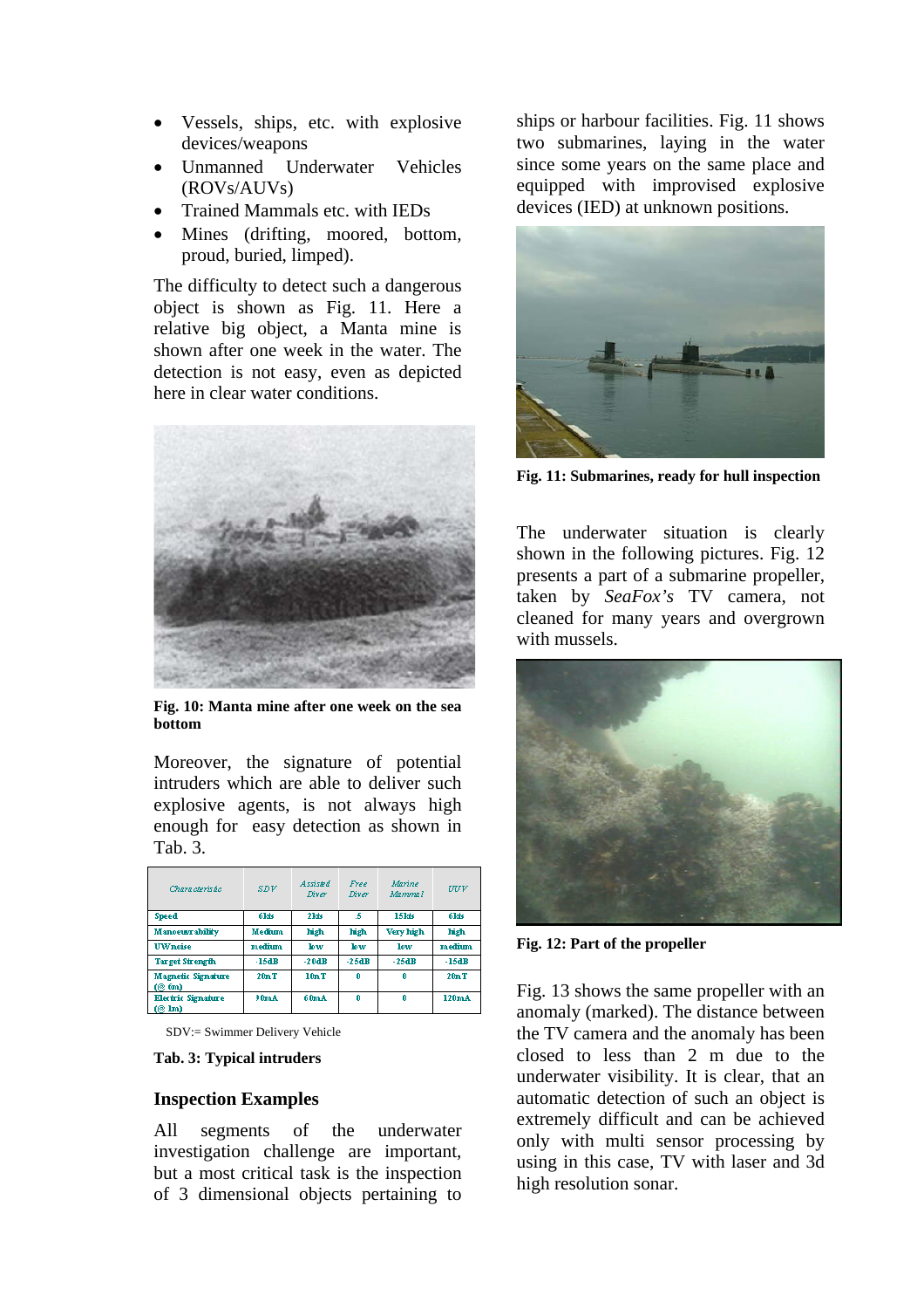- Vessels, ships, etc. with explosive devices/weapons
- Unmanned Underwater Vehicles (ROVs/AUVs)
- Trained Mammals etc. with IEDs
- Mines (drifting, moored, bottom, proud, buried, limped).

The difficulty to detect such a dangerous object is shown as Fig. 11. Here a relative big object, a Manta mine is shown after one week in the water. The detection is not easy, even as depicted here in clear water conditions.

**Fig. 10: Manta mine after one week on the sea bottom**

Moreover, the signature of potential intruders which are able to deliver such explosive agents, is not always high enough for easy detection as shown in Tab. 3.

| Characteristic | SDV | Assisted Diver | Free Diver | Marine Mammal | UUV |
|---|---|---|---|---|---|
| Speed | 6kts | 2kts | .5 | 15kts | 6kts |
| Manoeuvrability | Medium | high | high | Very high | high |
| UWnoise | medium | low | low | low | medium |
| Target Strength | -15dB | -20dB | -25dB | -25dB | -15dB |
| Magnetic Signature (@ 6m) | 20nT | 10nT | 0 | 0 | 20nT |
| Electric Signature (@ 1m) | 90mA | 60mA | 0 | 0 | 120mA |

SDV:= Swimmer Delivery Vehicle

**Tab. 3: Typical intruders**

## Inspection Examples

All segments of the underwater investigation challenge are important, but a most critical task is the inspection of 3 dimensional objects pertaining to ships or harbour facilities. Fig. 11 shows two submarines, laying in the water since some years on the same place and equipped with improvised explosive devices (IED) at unknown positions.

**Fig. 11: Submarines, ready for hull inspection**

The underwater situation is clearly shown in the following pictures. Fig. 12 presents a part of a submarine propeller, taken by *SeaFox's* TV camera, not cleaned for many years and overgrown with mussels.

**Fig. 12: Part of the propeller**

Fig. 13 shows the same propeller with an anomaly (marked). The distance between the TV camera and the anomaly has been closed to less than 2 m due to the underwater visibility. It is clear, that an automatic detection of such an object is extremely difficult and can be achieved only with multi sensor processing by using in this case, TV with laser and 3d high resolution sonar.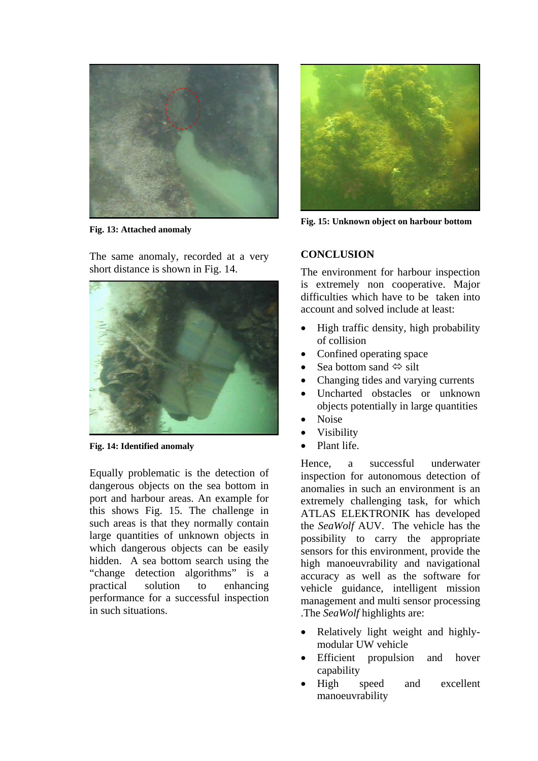Fig. 13: Attached anomaly

The same anomaly, recorded at a very short distance is shown in Fig. 14.

Fig. 14: Identified anomaly

Equally problematic is the detection of dangerous objects on the sea bottom in port and harbour areas. An example for this shows Fig. 15. The challenge in such areas is that they normally contain large quantities of unknown objects in which dangerous objects can be easily hidden. A sea bottom search using the "change detection algorithms" is a practical solution to enhancing performance for a successful inspection in such situations.

Fig. 15: Unknown object on harbour bottom

## CONCLUSION

The environment for harbour inspection is extremely non cooperative. Major difficulties which have to be taken into account and solved include at least:

- High traffic density, high probability of collision
- Confined operating space
- Sea bottom sand ⇔ silt
- Changing tides and varying currents
- Uncharted obstacles or unknown objects potentially in large quantities
- Noise
- Visibility
- Plant life.

Hence, a successful underwater inspection for autonomous detection of anomalies in such an environment is an extremely challenging task, for which ATLAS ELEKTRONIK has developed the *SeaWolf* AUV. The vehicle has the possibility to carry the appropriate sensors for this environment, provide the high manoeuvrability and navigational accuracy as well as the software for vehicle guidance, intelligent mission management and multi sensor processing .The *SeaWolf* highlights are:

- Relatively light weight and highly-modular UW vehicle
- Efficient propulsion and hover capability
- High speed and excellent manoeuvrability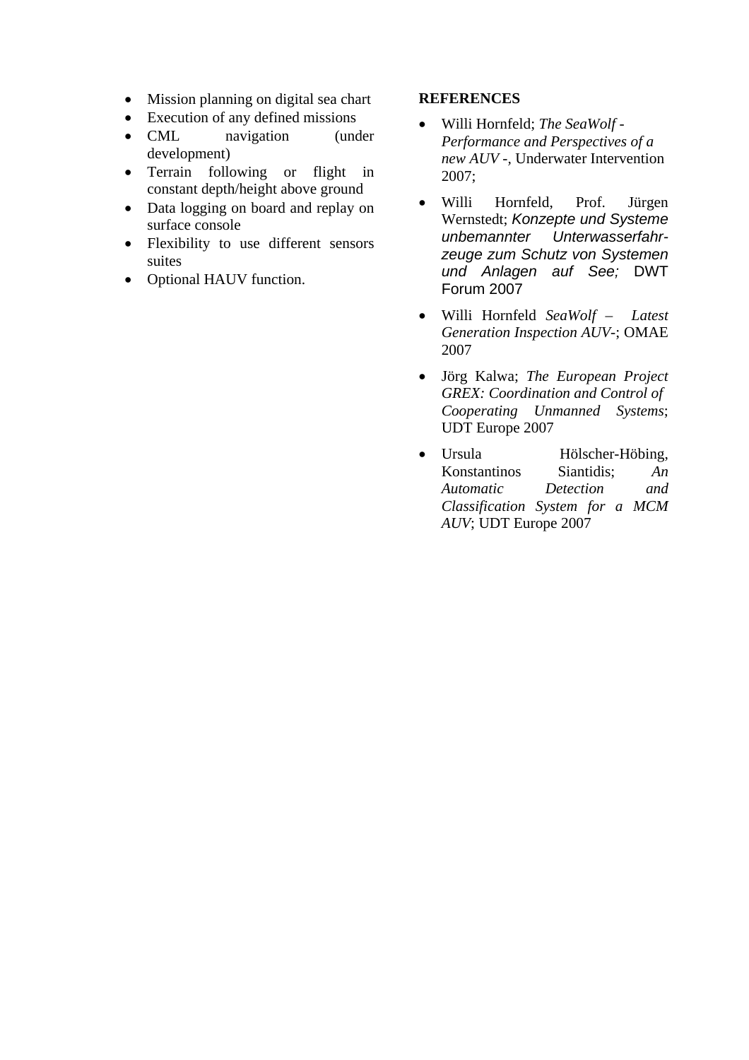- Mission planning on digital sea chart
- Execution of any defined missions
- CML navigation (under development)
- Terrain following or flight in constant depth/height above ground
- Data logging on board and replay on surface console
- Flexibility to use different sensors suites
- Optional HAUV function.

**REFERENCES**

- Willi Hornfeld; *The SeaWolf - Performance and Perspectives of a new AUV -*, Underwater Intervention 2007;
- Willi Hornfeld, Prof. Jürgen Wernstedt; *Konzepte und Systeme unbemannter Unterwasserfahr-zeuge zum Schutz von Systemen und Anlagen auf See;* DWT Forum 2007
- Willi Hornfeld *SeaWolf – Latest Generation Inspection AUV-*; OMAE 2007
- Jörg Kalwa; *The European Project GREX: Coordination and Control of Cooperating Unmanned Systems*; UDT Europe 2007
- Ursula Hölscher-Höbing, Konstantinos Siantidis; *An Automatic Detection and Classification System for a MCM AUV*; UDT Europe 2007